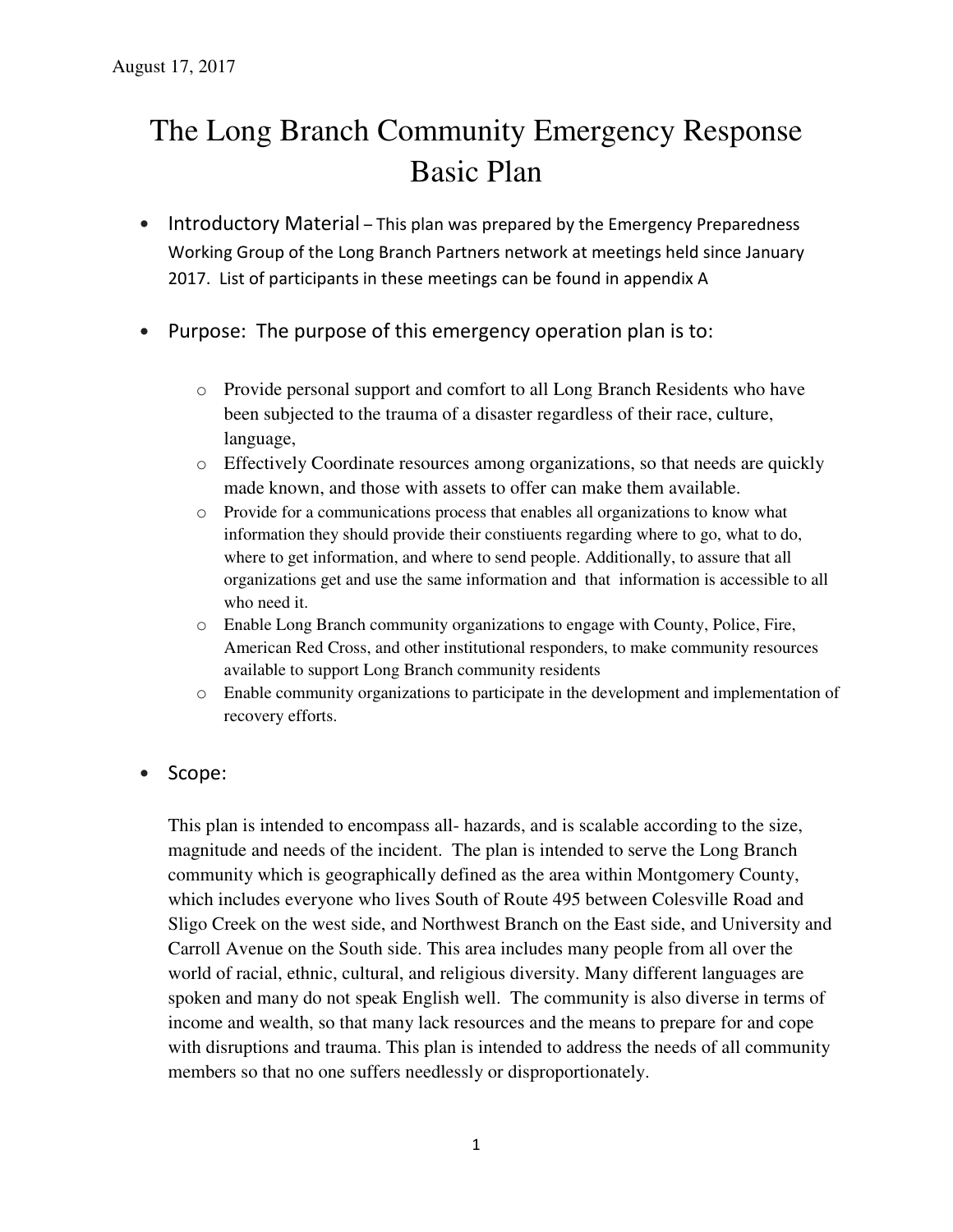August 17, 2017

# The Long Branch Community Emergency Response Basic Plan

- Introductory Material – This plan was prepared by the Emergency Preparedness Working Group of the Long Branch Partners network at meetings held since January 2017. List of participants in these meetings can be found in appendix A

- Purpose: The purpose of this emergency operation plan is to:

    - Provide personal support and comfort to all Long Branch Residents who have been subjected to the trauma of a disaster regardless of their race, culture, language,
    - Effectively Coordinate resources among organizations, so that needs are quickly made known, and those with assets to offer can make them available.
    - Provide for a communications process that enables all organizations to know what information they should provide their constiuents regarding where to go, what to do, where to get information, and where to send people. Additionally, to assure that all organizations get and use the same information and that information is accessible to all who need it.
    - Enable Long Branch community organizations to engage with County, Police, Fire, American Red Cross, and other institutional responders, to make community resources available to support Long Branch community residents
    - Enable community organizations to participate in the development and implementation of recovery efforts.

- Scope:

  This plan is intended to encompass all- hazards, and is scalable according to the size, magnitude and needs of the incident. The plan is intended to serve the Long Branch community which is geographically defined as the area within Montgomery County, which includes everyone who lives South of Route 495 between Colesville Road and Sligo Creek on the west side, and Northwest Branch on the East side, and University and Carroll Avenue on the South side. This area includes many people from all over the world of racial, ethnic, cultural, and religious diversity. Many different languages are spoken and many do not speak English well. The community is also diverse in terms of income and wealth, so that many lack resources and the means to prepare for and cope with disruptions and trauma. This plan is intended to address the needs of all community members so that no one suffers needlessly or disproportionately.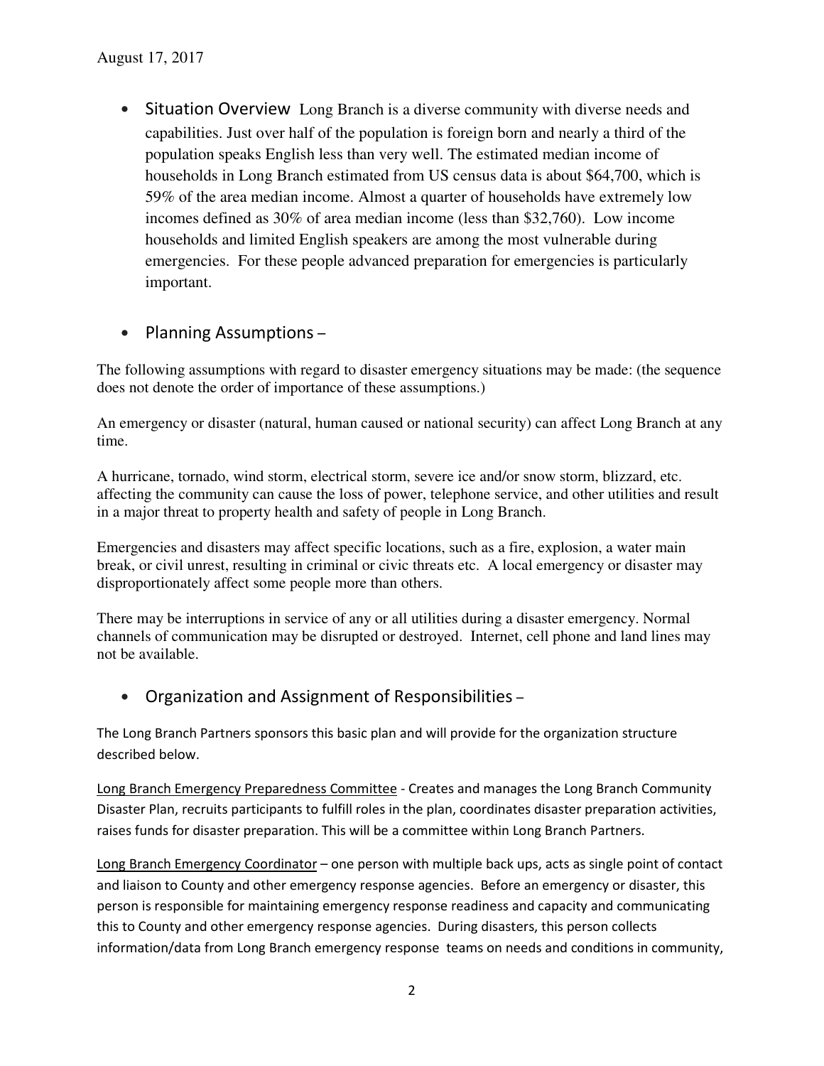August 17, 2017

- **Situation Overview** Long Branch is a diverse community with diverse needs and capabilities. Just over half of the population is foreign born and nearly a third of the population speaks English less than very well. The estimated median income of households in Long Branch estimated from US census data is about $64,700, which is 59% of the area median income. Almost a quarter of households have extremely low incomes defined as 30% of area median income (less than $32,760). Low income households and limited English speakers are among the most vulnerable during emergencies. For these people advanced preparation for emergencies is particularly important.

- **Planning Assumptions** –

The following assumptions with regard to disaster emergency situations may be made: (the sequence does not denote the order of importance of these assumptions.)

An emergency or disaster (natural, human caused or national security) can affect Long Branch at any time.

A hurricane, tornado, wind storm, electrical storm, severe ice and/or snow storm, blizzard, etc. affecting the community can cause the loss of power, telephone service, and other utilities and result in a major threat to property health and safety of people in Long Branch.

Emergencies and disasters may affect specific locations, such as a fire, explosion, a water main break, or civil unrest, resulting in criminal or civic threats etc. A local emergency or disaster may disproportionately affect some people more than others.

There may be interruptions in service of any or all utilities during a disaster emergency. Normal channels of communication may be disrupted or destroyed. Internet, cell phone and land lines may not be available.

- **Organization and Assignment of Responsibilities** –

The Long Branch Partners sponsors this basic plan and will provide for the organization structure described below.

<u>Long Branch Emergency Preparedness Committee</u> - Creates and manages the Long Branch Community Disaster Plan, recruits participants to fulfill roles in the plan, coordinates disaster preparation activities, raises funds for disaster preparation. This will be a committee within Long Branch Partners.

<u>Long Branch Emergency Coordinator</u> – one person with multiple back ups, acts as single point of contact and liaison to County and other emergency response agencies. Before an emergency or disaster, this person is responsible for maintaining emergency response readiness and capacity and communicating this to County and other emergency response agencies. During disasters, this person collects information/data from Long Branch emergency response teams on needs and conditions in community,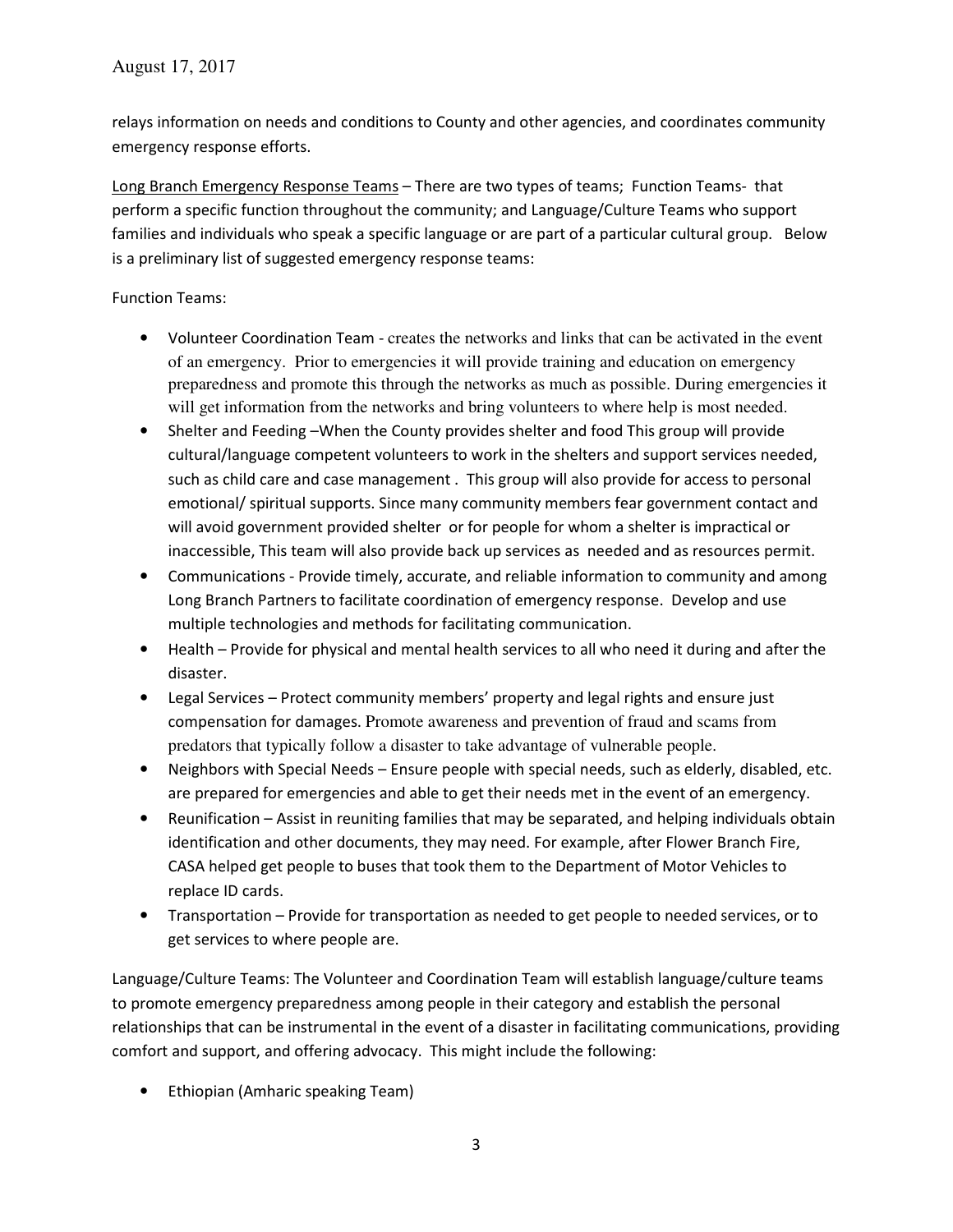relays information on needs and conditions to County and other agencies, and coordinates community emergency response efforts.

<u>Long Branch Emergency Response Teams</u> – There are two types of teams; Function Teams- that perform a specific function throughout the community; and Language/Culture Teams who support families and individuals who speak a specific language or are part of a particular cultural group. Below is a preliminary list of suggested emergency response teams:

Function Teams:

- Volunteer Coordination Team - creates the networks and links that can be activated in the event of an emergency. Prior to emergencies it will provide training and education on emergency preparedness and promote this through the networks as much as possible. During emergencies it will get information from the networks and bring volunteers to where help is most needed.
- Shelter and Feeding –When the County provides shelter and food This group will provide cultural/language competent volunteers to work in the shelters and support services needed, such as child care and case management . This group will also provide for access to personal emotional/ spiritual supports. Since many community members fear government contact and will avoid government provided shelter or for people for whom a shelter is impractical or inaccessible, This team will also provide back up services as needed and as resources permit.
- Communications - Provide timely, accurate, and reliable information to community and among Long Branch Partners to facilitate coordination of emergency response. Develop and use multiple technologies and methods for facilitating communication.
- Health – Provide for physical and mental health services to all who need it during and after the disaster.
- Legal Services – Protect community members' property and legal rights and ensure just compensation for damages. Promote awareness and prevention of fraud and scams from predators that typically follow a disaster to take advantage of vulnerable people.
- Neighbors with Special Needs – Ensure people with special needs, such as elderly, disabled, etc. are prepared for emergencies and able to get their needs met in the event of an emergency.
- Reunification – Assist in reuniting families that may be separated, and helping individuals obtain identification and other documents, they may need. For example, after Flower Branch Fire, CASA helped get people to buses that took them to the Department of Motor Vehicles to replace ID cards.
- Transportation – Provide for transportation as needed to get people to needed services, or to get services to where people are.

Language/Culture Teams: The Volunteer and Coordination Team will establish language/culture teams to promote emergency preparedness among people in their category and establish the personal relationships that can be instrumental in the event of a disaster in facilitating communications, providing comfort and support, and offering advocacy. This might include the following:

- Ethiopian (Amharic speaking Team)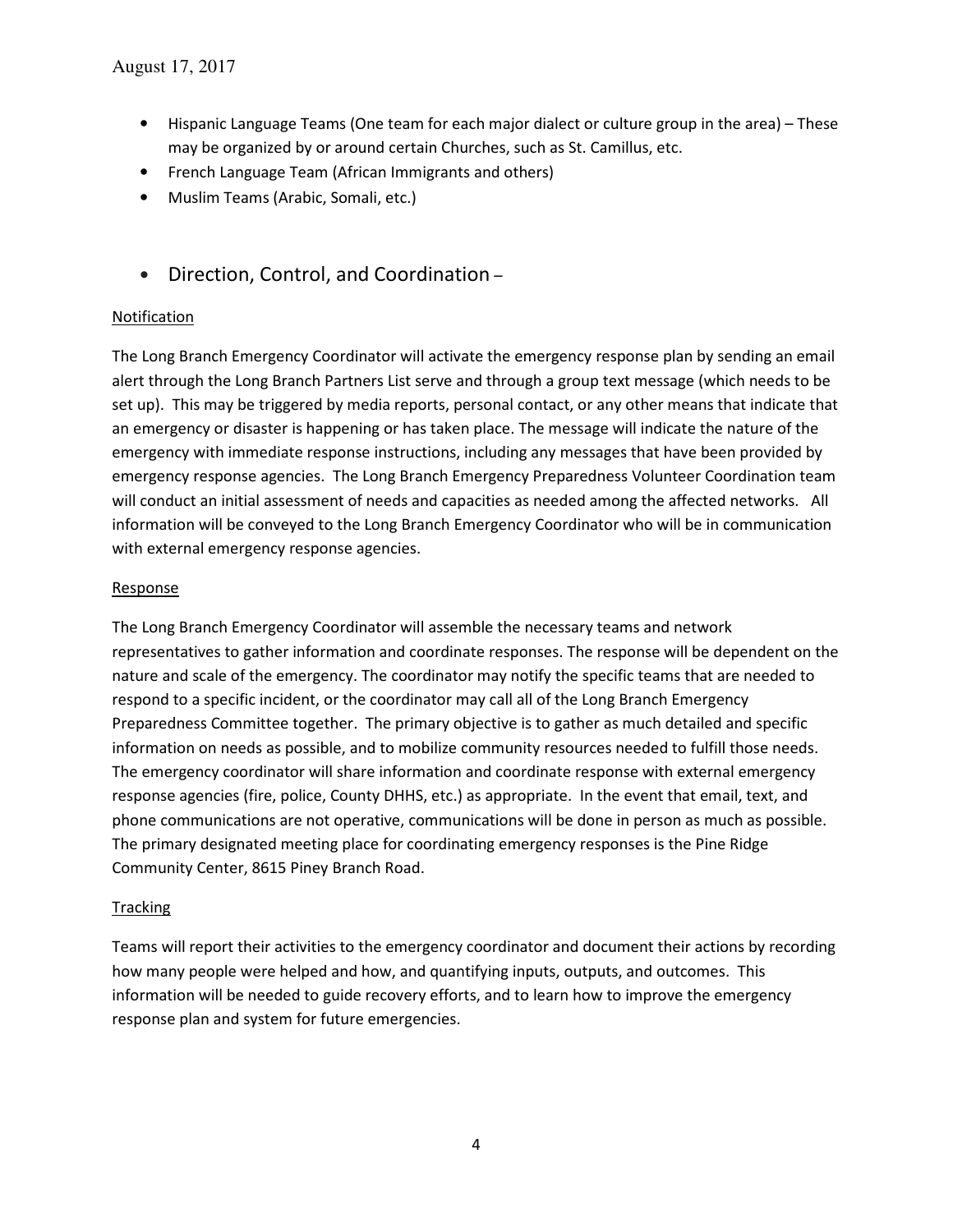- Hispanic Language Teams (One team for each major dialect or culture group in the area) – These may be organized by or around certain Churches, such as St. Camillus, etc.
- French Language Team (African Immigrants and others)
- Muslim Teams (Arabic, Somali, etc.)

- Direction, Control, and Coordination –

Notification

The Long Branch Emergency Coordinator will activate the emergency response plan by sending an email alert through the Long Branch Partners List serve and through a group text message (which needs to be set up). This may be triggered by media reports, personal contact, or any other means that indicate that an emergency or disaster is happening or has taken place. The message will indicate the nature of the emergency with immediate response instructions, including any messages that have been provided by emergency response agencies. The Long Branch Emergency Preparedness Volunteer Coordination team will conduct an initial assessment of needs and capacities as needed among the affected networks. All information will be conveyed to the Long Branch Emergency Coordinator who will be in communication with external emergency response agencies.

Response

The Long Branch Emergency Coordinator will assemble the necessary teams and network representatives to gather information and coordinate responses. The response will be dependent on the nature and scale of the emergency. The coordinator may notify the specific teams that are needed to respond to a specific incident, or the coordinator may call all of the Long Branch Emergency Preparedness Committee together. The primary objective is to gather as much detailed and specific information on needs as possible, and to mobilize community resources needed to fulfill those needs. The emergency coordinator will share information and coordinate response with external emergency response agencies (fire, police, County DHHS, etc.) as appropriate. In the event that email, text, and phone communications are not operative, communications will be done in person as much as possible. The primary designated meeting place for coordinating emergency responses is the Pine Ridge Community Center, 8615 Piney Branch Road.

Tracking

Teams will report their activities to the emergency coordinator and document their actions by recording how many people were helped and how, and quantifying inputs, outputs, and outcomes. This information will be needed to guide recovery efforts, and to learn how to improve the emergency response plan and system for future emergencies.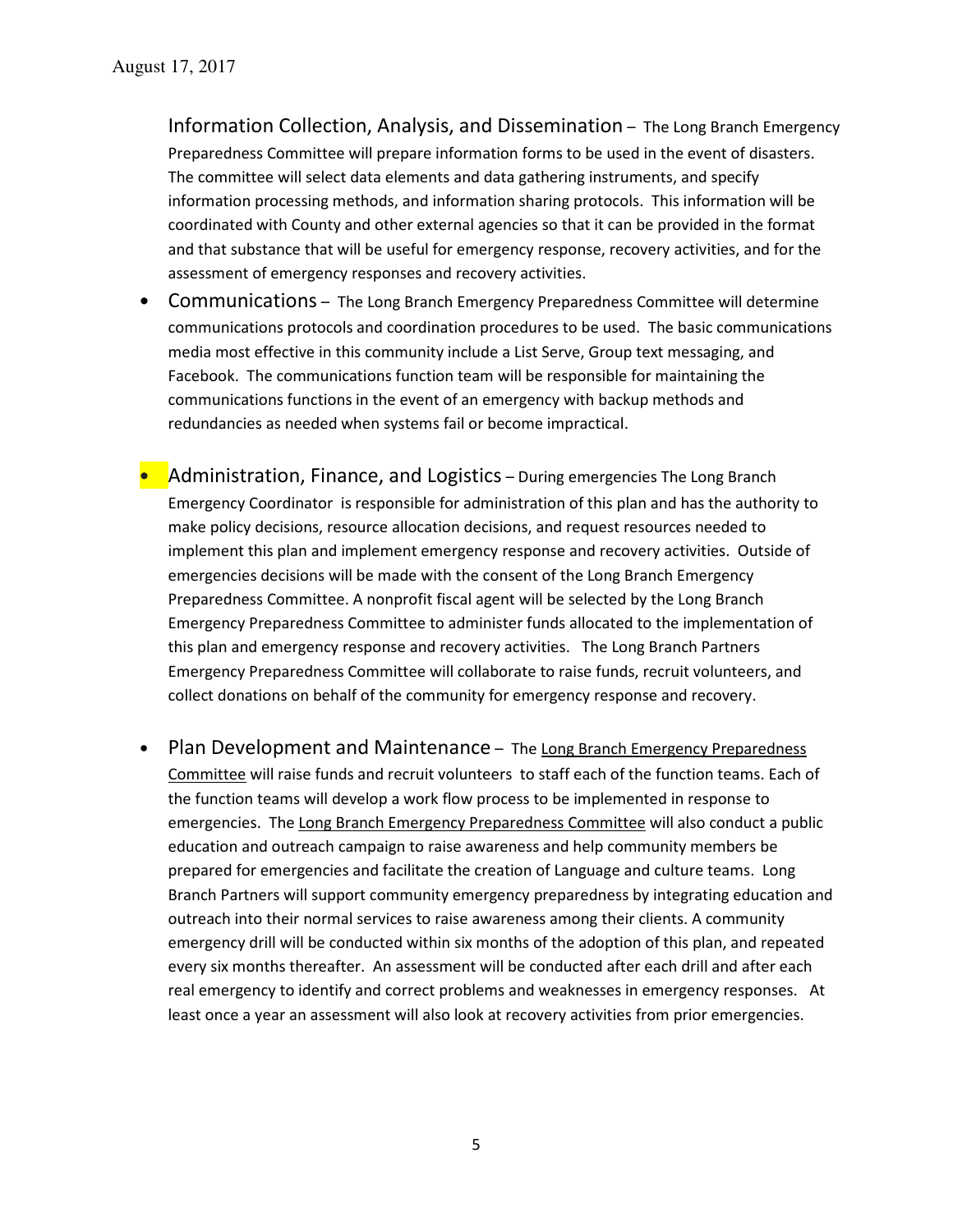Information Collection, Analysis, and Dissemination – The Long Branch Emergency Preparedness Committee will prepare information forms to be used in the event of disasters. The committee will select data elements and data gathering instruments, and specify information processing methods, and information sharing protocols. This information will be coordinated with County and other external agencies so that it can be provided in the format and that substance that will be useful for emergency response, recovery activities, and for the assessment of emergency responses and recovery activities.

- Communications – The Long Branch Emergency Preparedness Committee will determine communications protocols and coordination procedures to be used. The basic communications media most effective in this community include a List Serve, Group text messaging, and Facebook. The communications function team will be responsible for maintaining the communications functions in the event of an emergency with backup methods and redundancies as needed when systems fail or become impractical.

- Administration, Finance, and Logistics – During emergencies The Long Branch Emergency Coordinator is responsible for administration of this plan and has the authority to make policy decisions, resource allocation decisions, and request resources needed to implement this plan and implement emergency response and recovery activities. Outside of emergencies decisions will be made with the consent of the Long Branch Emergency Preparedness Committee. A nonprofit fiscal agent will be selected by the Long Branch Emergency Preparedness Committee to administer funds allocated to the implementation of this plan and emergency response and recovery activities. The Long Branch Partners Emergency Preparedness Committee will collaborate to raise funds, recruit volunteers, and collect donations on behalf of the community for emergency response and recovery.

- Plan Development and Maintenance – The Long Branch Emergency Preparedness Committee will raise funds and recruit volunteers to staff each of the function teams. Each of the function teams will develop a work flow process to be implemented in response to emergencies. The Long Branch Emergency Preparedness Committee will also conduct a public education and outreach campaign to raise awareness and help community members be prepared for emergencies and facilitate the creation of Language and culture teams. Long Branch Partners will support community emergency preparedness by integrating education and outreach into their normal services to raise awareness among their clients. A community emergency drill will be conducted within six months of the adoption of this plan, and repeated every six months thereafter. An assessment will be conducted after each drill and after each real emergency to identify and correct problems and weaknesses in emergency responses. At least once a year an assessment will also look at recovery activities from prior emergencies.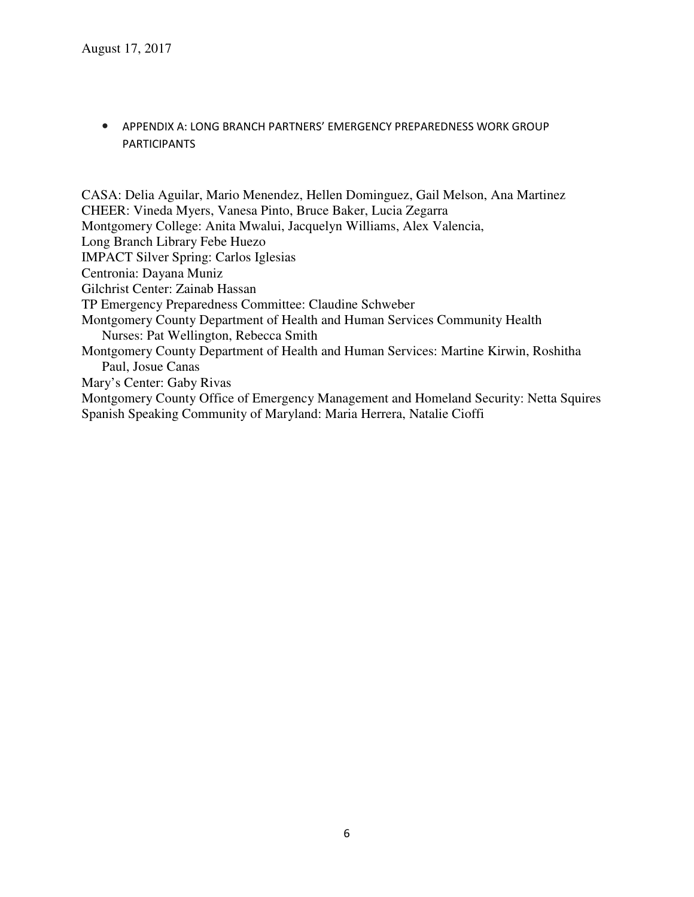- APPENDIX A: LONG BRANCH PARTNERS' EMERGENCY PREPAREDNESS WORK GROUP PARTICIPANTS

CASA: Delia Aguilar, Mario Menendez, Hellen Dominguez, Gail Melson, Ana Martinez
CHEER: Vineda Myers, Vanesa Pinto, Bruce Baker, Lucia Zegarra
Montgomery College: Anita Mwalui, Jacquelyn Williams, Alex Valencia,
Long Branch Library Febe Huezo
IMPACT Silver Spring: Carlos Iglesias
Centronia: Dayana Muniz
Gilchrist Center: Zainab Hassan
TP Emergency Preparedness Committee: Claudine Schweber
Montgomery County Department of Health and Human Services Community Health Nurses: Pat Wellington, Rebecca Smith
Montgomery County Department of Health and Human Services: Martine Kirwin, Roshitha Paul, Josue Canas
Mary's Center: Gaby Rivas
Montgomery County Office of Emergency Management and Homeland Security: Netta Squires
Spanish Speaking Community of Maryland: Maria Herrera, Natalie Cioffi